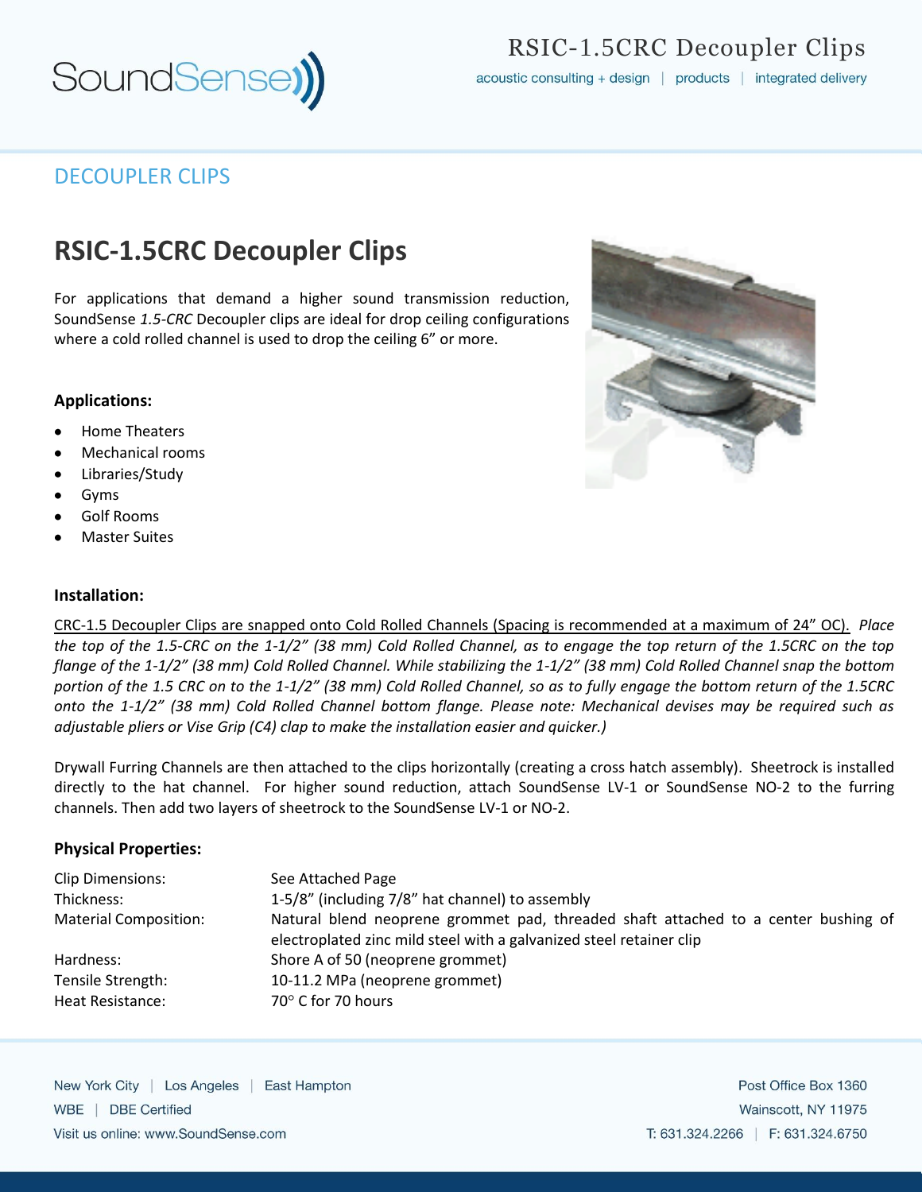## DECOUPLER CLIPS

# RSIC-1.5CRC Decoupler Clips

For applications that demand a higher sound transmission reduction, SoundSense *1.5-CRC* Decoupler clips are ideal for drop ceiling configurations where a cold rolled channel is used to drop the ceiling 6" or more.

### Applications:

- Home Theaters
- Mechanical rooms
- Libraries/Study
- Gyms
- Golf Rooms
- Master Suites

### Installation:

<u>CRC-1.5 Decoupler Clips are snapped onto Cold Rolled Channels (Spacing is recommended at a maximum of 24" OC).</u> *Place the top of the 1.5-CRC on the 1-1/2" (38 mm) Cold Rolled Channel, as to engage the top return of the 1.5CRC on the top flange of the 1-1/2" (38 mm) Cold Rolled Channel. While stabilizing the 1-1/2" (38 mm) Cold Rolled Channel snap the bottom portion of the 1.5 CRC on to the 1-1/2" (38 mm) Cold Rolled Channel, so as to fully engage the bottom return of the 1.5CRC onto the 1-1/2" (38 mm) Cold Rolled Channel bottom flange. Please note: Mechanical devises may be required such as adjustable pliers or Vise Grip (C4) clap to make the installation easier and quicker.)*

Drywall Furring Channels are then attached to the clips horizontally (creating a cross hatch assembly). Sheetrock is installed directly to the hat channel. For higher sound reduction, attach SoundSense LV-1 or SoundSense NO-2 to the furring channels. Then add two layers of sheetrock to the SoundSense LV-1 or NO-2.

### Physical Properties:

| | |
|---|---|
| Clip Dimensions: | See Attached Page |
| Thickness: | 1-5/8" (including 7/8" hat channel) to assembly |
| Material Composition: | Natural blend neoprene grommet pad, threaded shaft attached to a center bushing of electroplated zinc mild steel with a galvanized steel retainer clip |
| Hardness: | Shore A of 50 (neoprene grommet) |
| Tensile Strength: | 10-11.2 MPa (neoprene grommet) |
| Heat Resistance: | 70° C for 70 hours |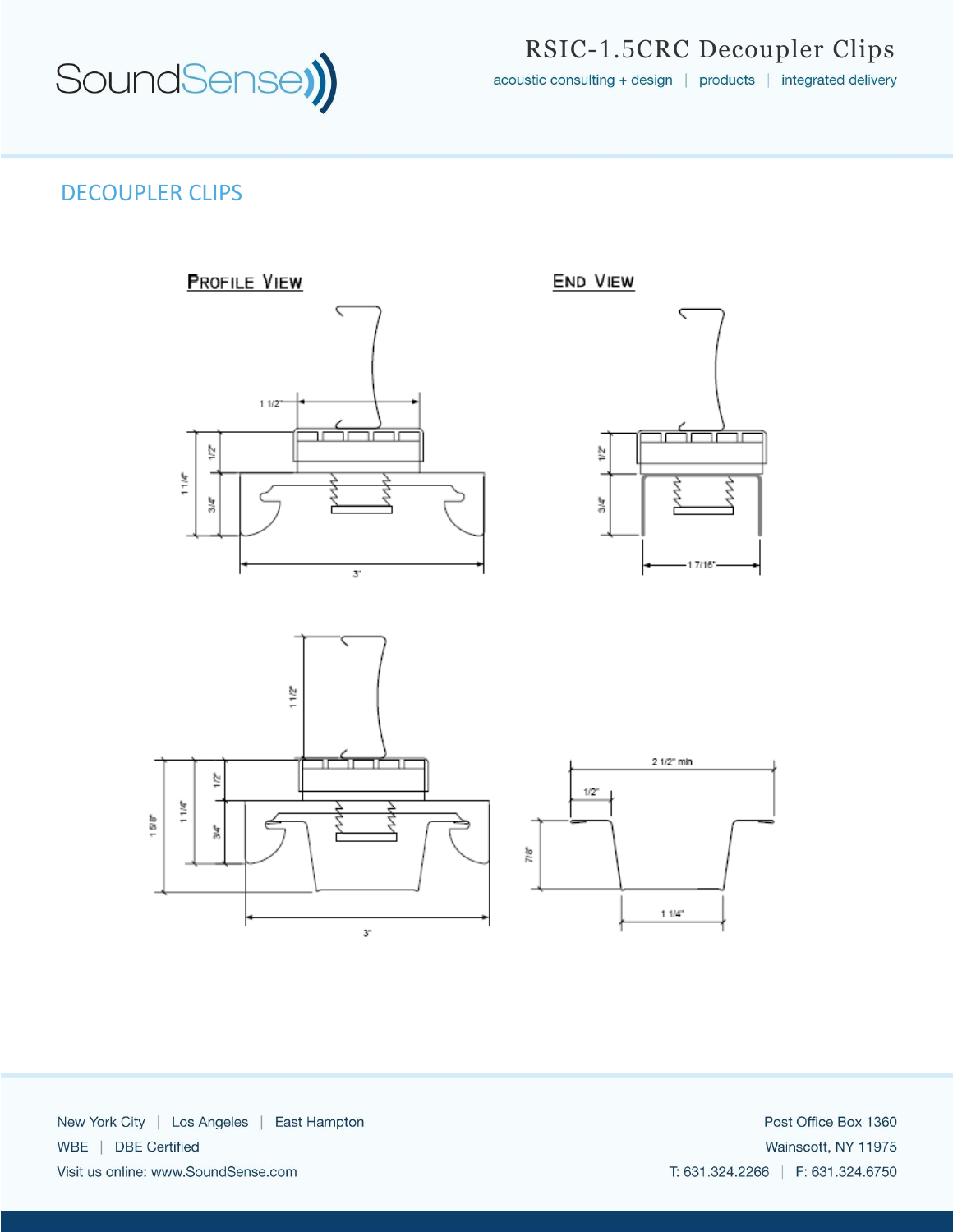# RSIC-1.5CRC Decoupler Clips

acoustic consulting + design | products | integrated delivery

## DECOUPLER CLIPS

PROFILE VIEW

1 1/2"

1/2"

3/4"

1 1/4"

3"

END VIEW

1/2"

3/4"

1 7/16"

1 1/2"

1/2"

3/4"

1 1/4"

1 5/8"

3"

2 1/2" min

1/2"

7/8"

1 1/4"

New York City | Los Angeles | East Hampton

WBE | DBE Certified

Visit us online: www.SoundSense.com

Post Office Box 1360

Wainscott, NY 11975

T: 631.324.2266 | F: 631.324.6750